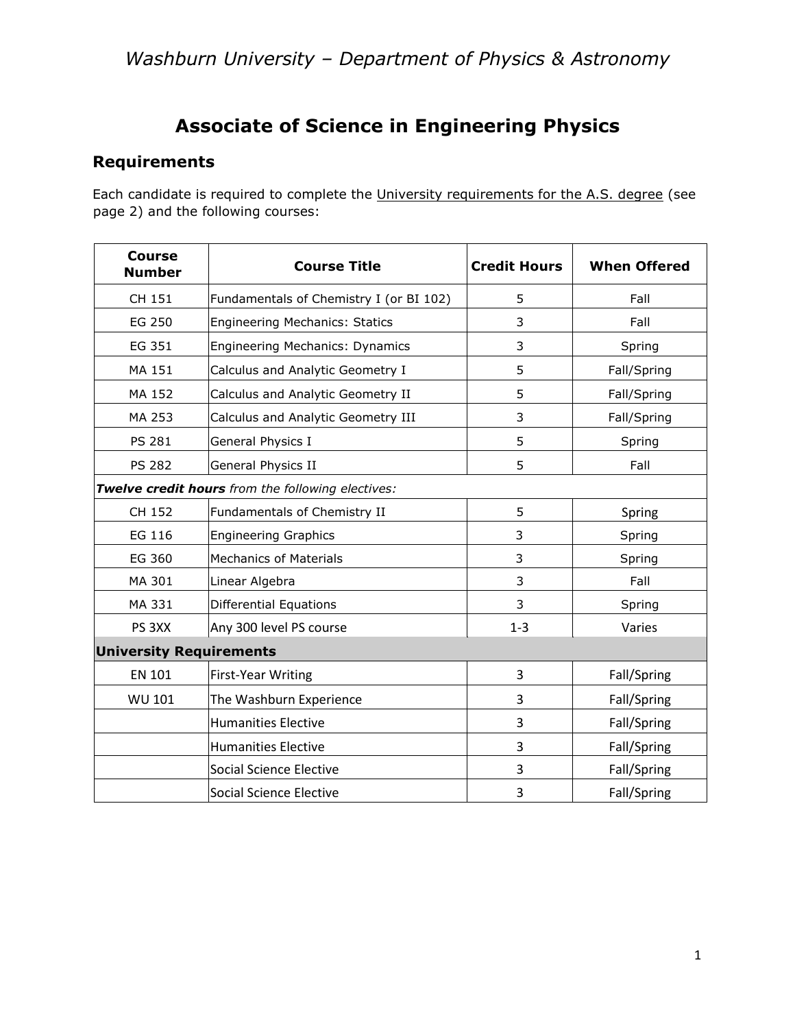*Washburn University – Department of Physics & Astronomy*

# Associate of Science in Engineering Physics

## Requirements

Each candidate is required to complete the University requirements for the A.S. degree (see page 2) and the following courses:

| Course Number | Course Title | Credit Hours | When Offered |
|---|---|---|---|
| CH 151 | Fundamentals of Chemistry I (or BI 102) | 5 | Fall |
| EG 250 | Engineering Mechanics: Statics | 3 | Fall |
| EG 351 | Engineering Mechanics: Dynamics | 3 | Spring |
| MA 151 | Calculus and Analytic Geometry I | 5 | Fall/Spring |
| MA 152 | Calculus and Analytic Geometry II | 5 | Fall/Spring |
| MA 253 | Calculus and Analytic Geometry III | 3 | Fall/Spring |
| PS 281 | General Physics I | 5 | Spring |
| PS 282 | General Physics II | 5 | Fall |
| ***Twelve credit hours** from the following electives:* | | | |
| CH 152 | Fundamentals of Chemistry II | 5 | Spring |
| EG 116 | Engineering Graphics | 3 | Spring |
| EG 360 | Mechanics of Materials | 3 | Spring |
| MA 301 | Linear Algebra | 3 | Fall |
| MA 331 | Differential Equations | 3 | Spring |
| PS 3XX | Any 300 level PS course | 1-3 | Varies |
| **University Requirements** | | | |
| EN 101 | First-Year Writing | 3 | Fall/Spring |
| WU 101 | The Washburn Experience | 3 | Fall/Spring |
| | Humanities Elective | 3 | Fall/Spring |
| | Humanities Elective | 3 | Fall/Spring |
| | Social Science Elective | 3 | Fall/Spring |
| | Social Science Elective | 3 | Fall/Spring |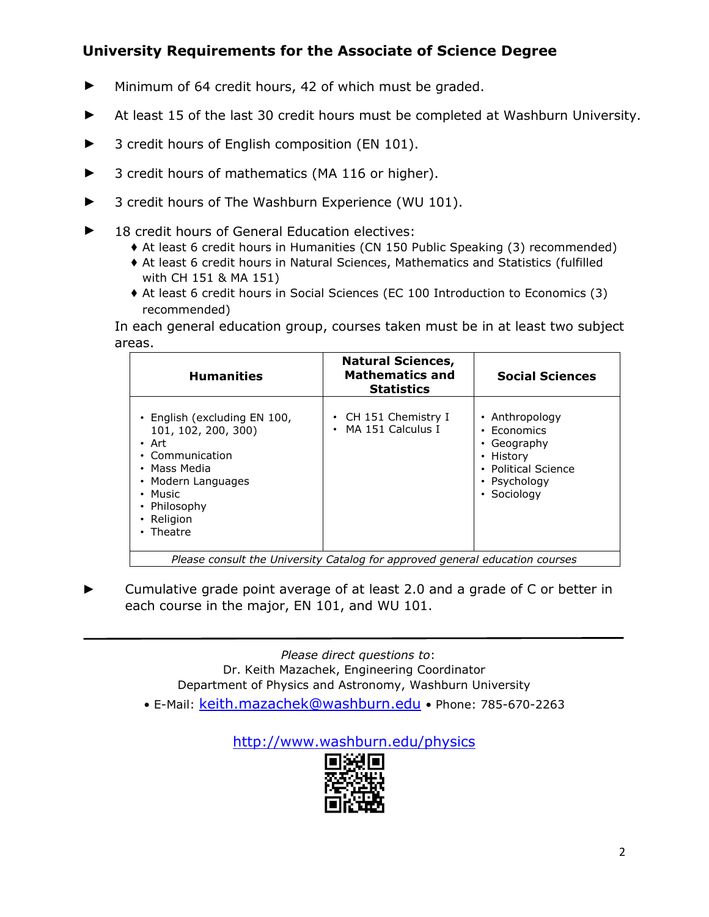## University Requirements for the Associate of Science Degree

- Minimum of 64 credit hours, 42 of which must be graded.
- At least 15 of the last 30 credit hours must be completed at Washburn University.
- 3 credit hours of English composition (EN 101).
- 3 credit hours of mathematics (MA 116 or higher).
- 3 credit hours of The Washburn Experience (WU 101).
- 18 credit hours of General Education electives:
  - At least 6 credit hours in Humanities (CN 150 Public Speaking (3) recommended)
  - At least 6 credit hours in Natural Sciences, Mathematics and Statistics (fulfilled with CH 151 & MA 151)
  - At least 6 credit hours in Social Sciences (EC 100 Introduction to Economics (3) recommended)

  In each general education group, courses taken must be in at least two subject areas.

| Humanities | Natural Sciences, Mathematics and Statistics | Social Sciences |
|---|---|---|
| • English (excluding EN 100, 101, 102, 200, 300)<br>• Art<br>• Communication<br>• Mass Media<br>• Modern Languages<br>• Music<br>• Philosophy<br>• Religion<br>• Theatre | • CH 151 Chemistry I<br>• MA 151 Calculus I | • Anthropology<br>• Economics<br>• Geography<br>• History<br>• Political Science<br>• Psychology<br>• Sociology |
| *Please consult the University Catalog for approved general education courses* | | |

- Cumulative grade point average of at least 2.0 and a grade of C or better in each course in the major, EN 101, and WU 101.

---

*Please direct questions to*:
Dr. Keith Mazachek, Engineering Coordinator
Department of Physics and Astronomy, Washburn University
• E-Mail: keith.mazachek@washburn.edu • Phone: 785-670-2263

http://www.washburn.edu/physics